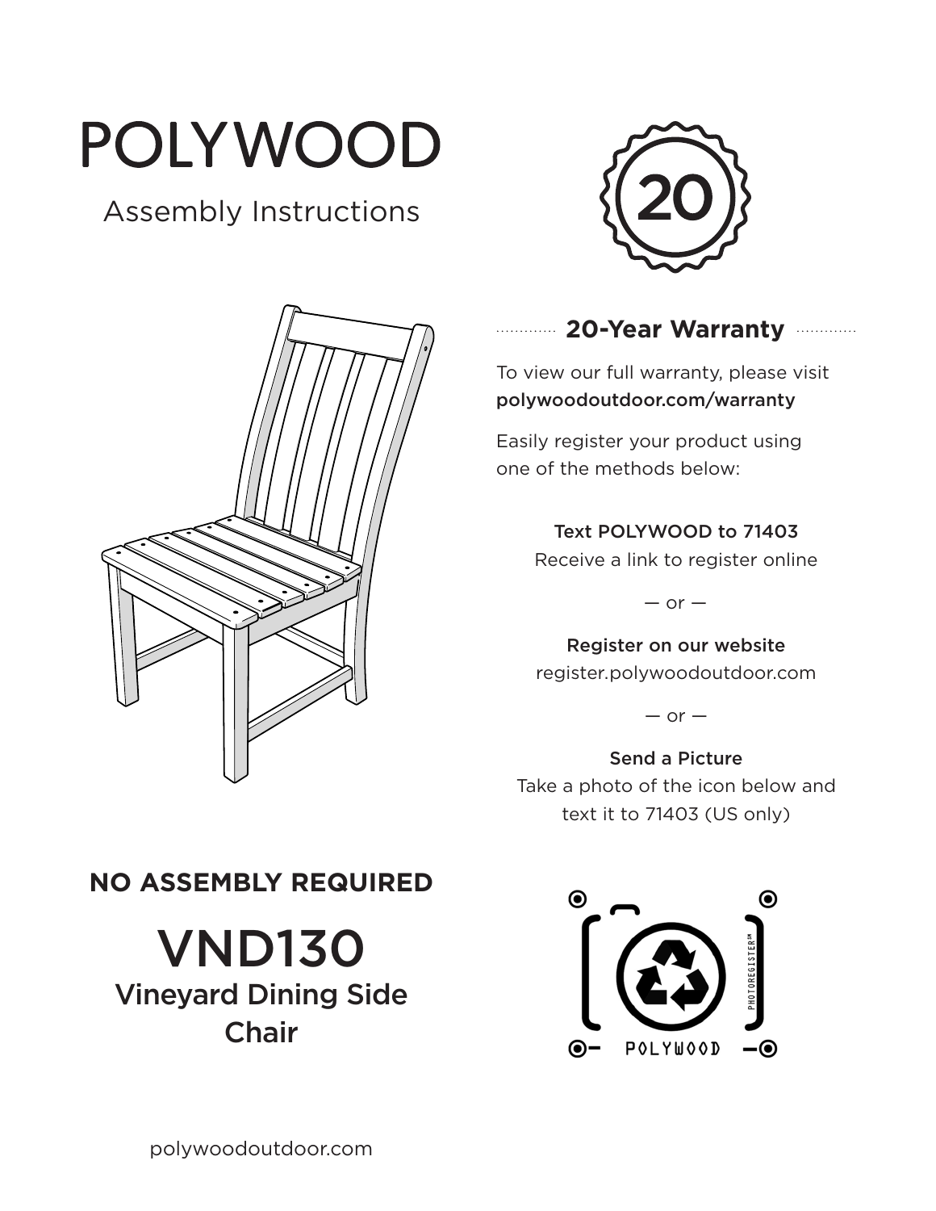# POLYWOOD

Assembly Instructions

20

## 20-Year Warranty

To view our full warranty, please visit **polywoodoutdoor.com/warranty**

Easily register your product using one of the methods below:

**Text POLYWOOD to 71403**
Receive a link to register online

— or —

**Register on our website**
register.polywoodoutdoor.com

— or —

**Send a Picture**
Take a photo of the icon below and text it to 71403 (US only)

PHOTOREGISTER℠

POLYWOOD

**NO ASSEMBLY REQUIRED**

# VND130

## Vineyard Dining Side Chair

polywoodoutdoor.com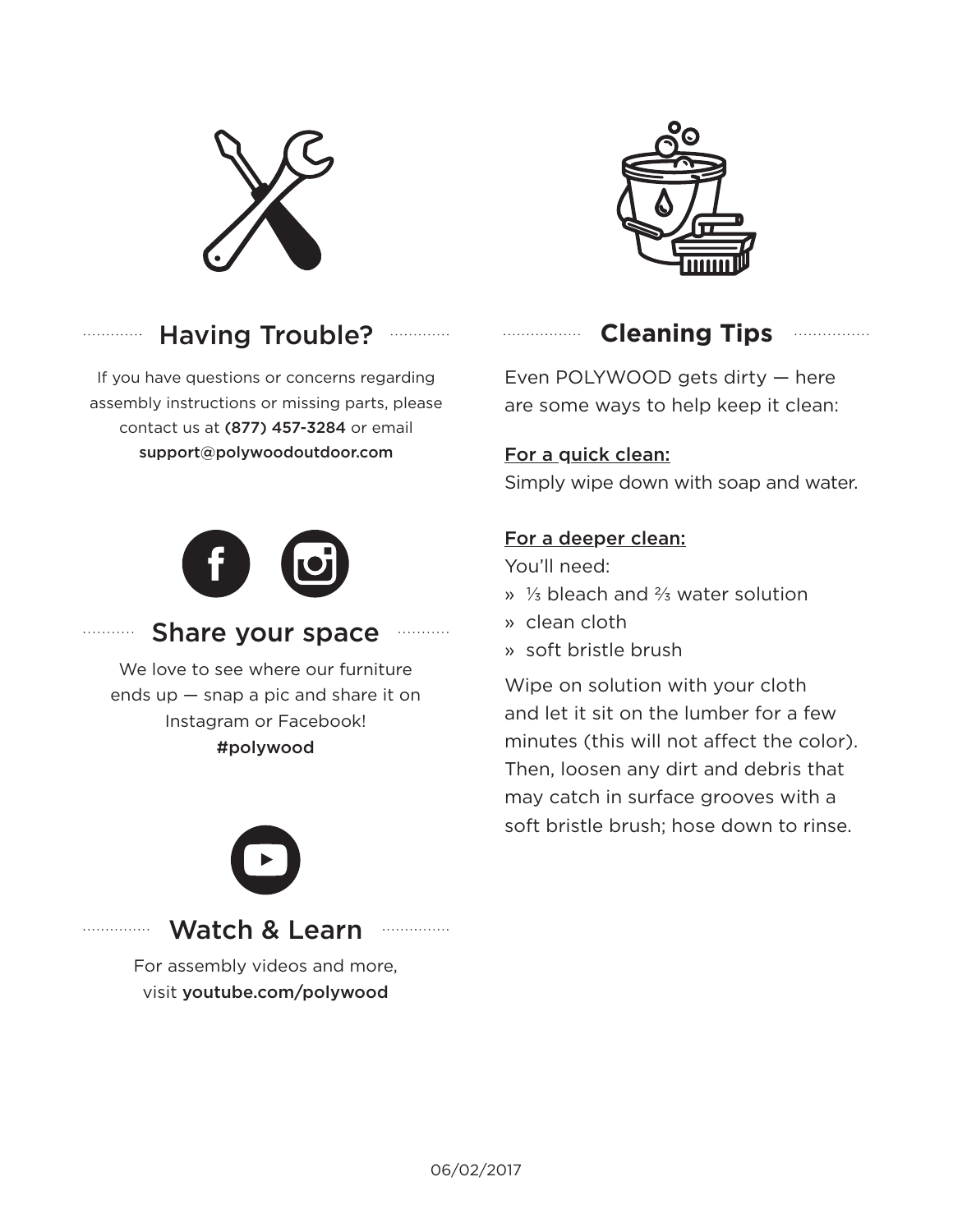## Having Trouble?

If you have questions or concerns regarding assembly instructions or missing parts, please contact us at **(877) 457-3284** or email **support@polywoodoutdoor.com**

## Share your space

We love to see where our furniture ends up — snap a pic and share it on Instagram or Facebook!
**#polywood**

## Watch & Learn

For assembly videos and more, visit **youtube.com/polywood**

## Cleaning Tips

Even POLYWOOD gets dirty — here are some ways to help keep it clean:

**For a quick clean:**
Simply wipe down with soap and water.

**For a deeper clean:**
You'll need:

- ⅓ bleach and ⅔ water solution
- clean cloth
- soft bristle brush

Wipe on solution with your cloth and let it sit on the lumber for a few minutes (this will not affect the color). Then, loosen any dirt and debris that may catch in surface grooves with a soft bristle brush; hose down to rinse.

06/02/2017